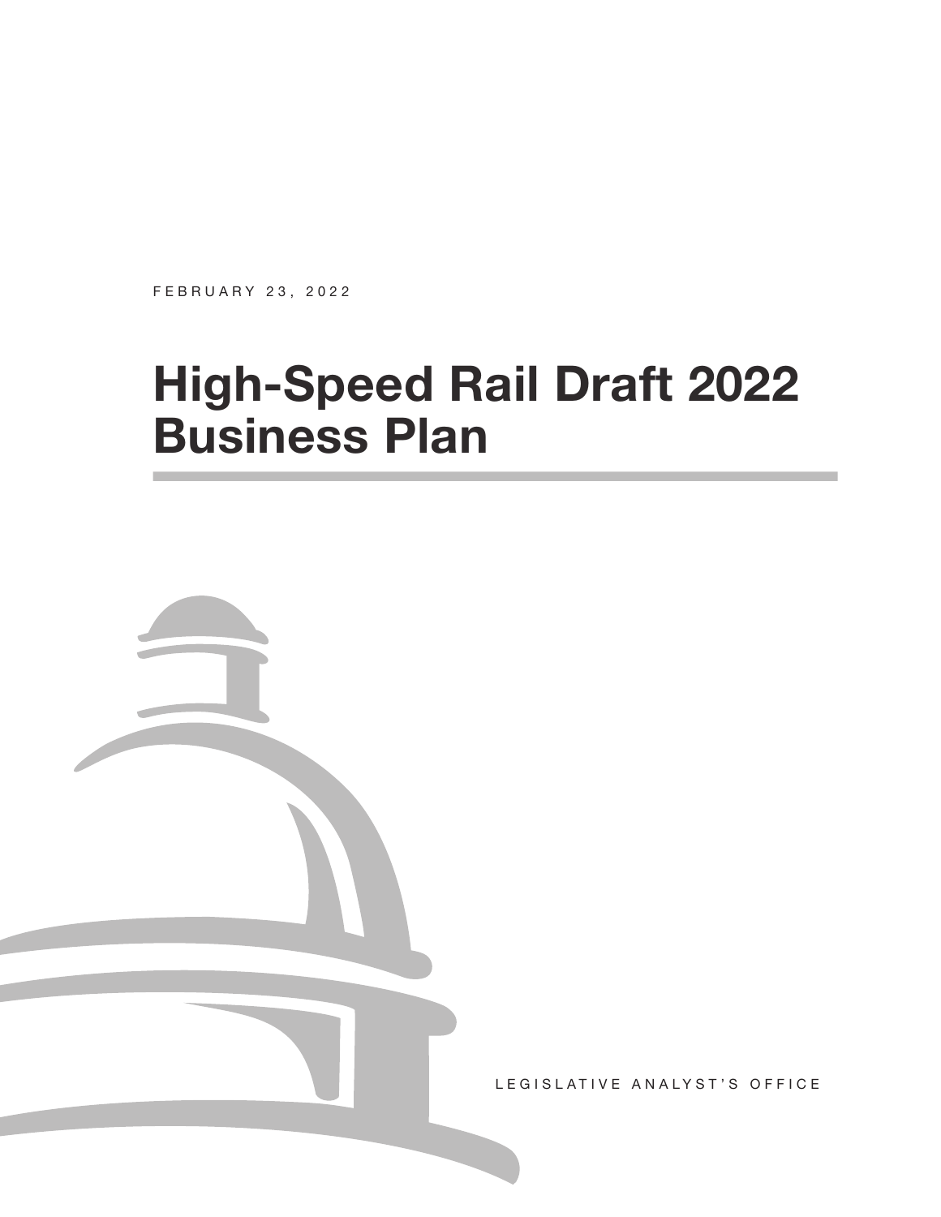FEBRUARY 23, 2022

# High-Speed Rail Draft 2022 Business Plan

LEGISLATIVE ANALYST'S OFFICE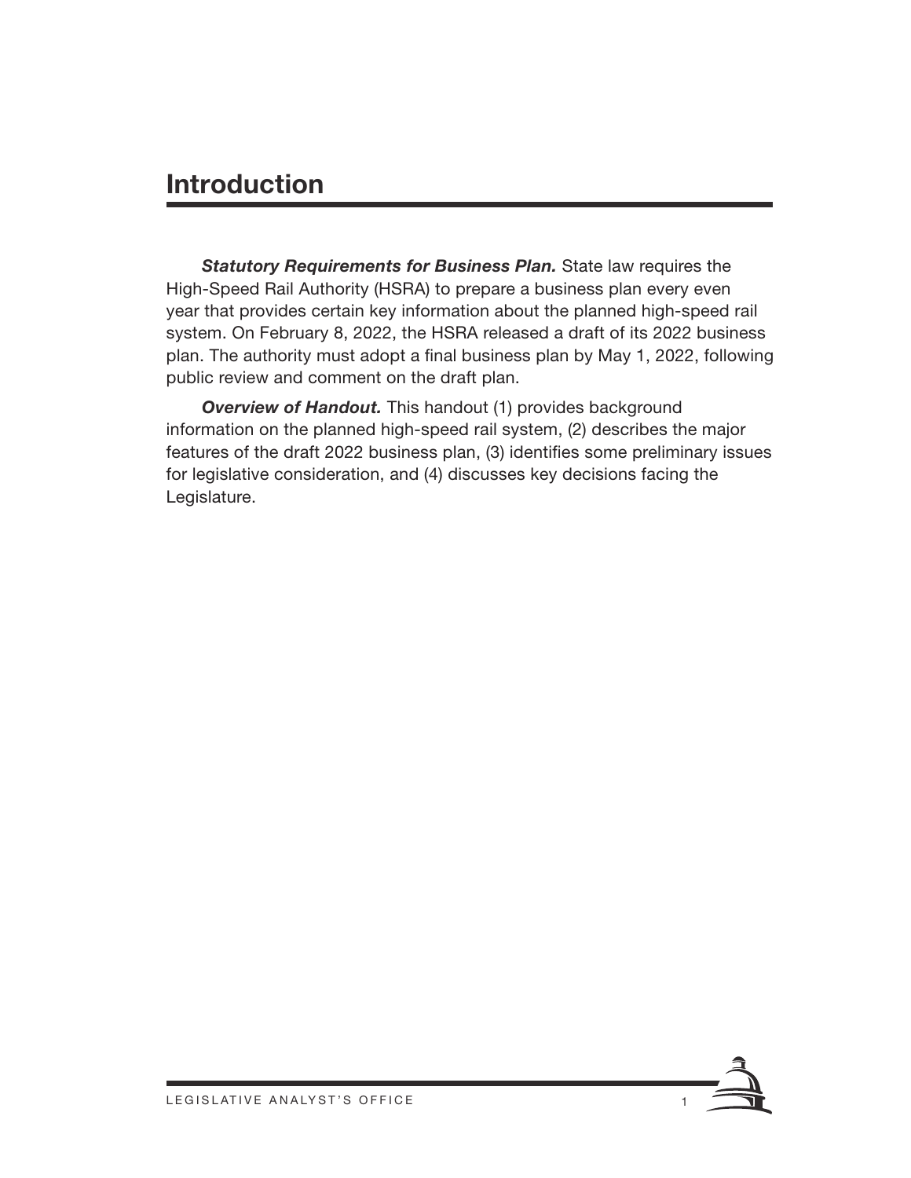# Introduction

***Statutory Requirements for Business Plan.*** State law requires the High-Speed Rail Authority (HSRA) to prepare a business plan every even year that provides certain key information about the planned high-speed rail system. On February 8, 2022, the HSRA released a draft of its 2022 business plan. The authority must adopt a final business plan by May 1, 2022, following public review and comment on the draft plan.

***Overview of Handout.*** This handout (1) provides background information on the planned high-speed rail system, (2) describes the major features of the draft 2022 business plan, (3) identifies some preliminary issues for legislative consideration, and (4) discusses key decisions facing the Legislature.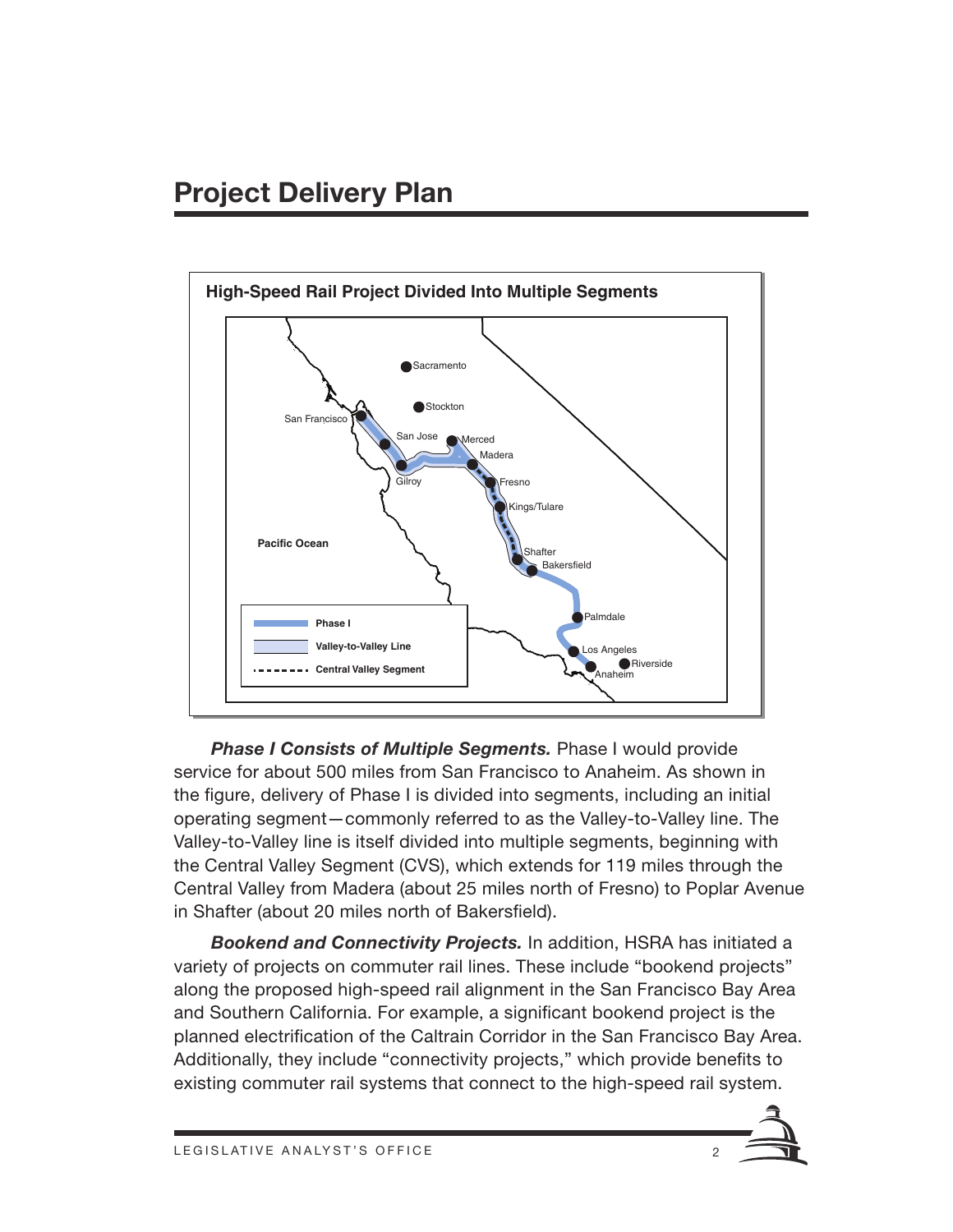## Project Delivery Plan

**High-Speed Rail Project Divided Into Multiple Segments**

***Phase I Consists of Multiple Segments.*** Phase I would provide service for about 500 miles from San Francisco to Anaheim. As shown in the figure, delivery of Phase I is divided into segments, including an initial operating segment—commonly referred to as the Valley-to-Valley line. The Valley-to-Valley line is itself divided into multiple segments, beginning with the Central Valley Segment (CVS), which extends for 119 miles through the Central Valley from Madera (about 25 miles north of Fresno) to Poplar Avenue in Shafter (about 20 miles north of Bakersfield).

***Bookend and Connectivity Projects.*** In addition, HSRA has initiated a variety of projects on commuter rail lines. These include "bookend projects" along the proposed high-speed rail alignment in the San Francisco Bay Area and Southern California. For example, a significant bookend project is the planned electrification of the Caltrain Corridor in the San Francisco Bay Area. Additionally, they include "connectivity projects," which provide benefits to existing commuter rail systems that connect to the high-speed rail system.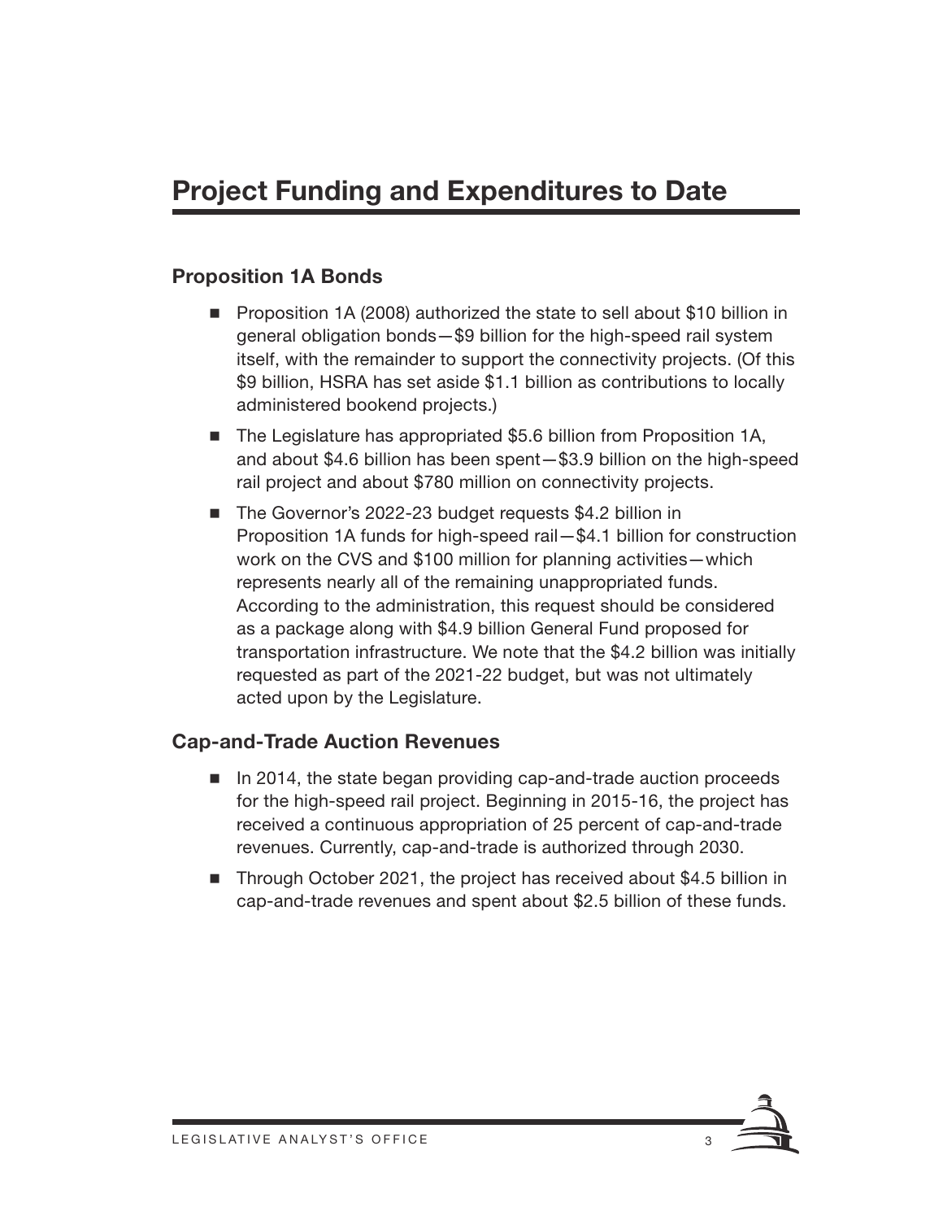# Project Funding and Expenditures to Date

## Proposition 1A Bonds

- Proposition 1A (2008) authorized the state to sell about $10 billion in general obligation bonds—$9 billion for the high-speed rail system itself, with the remainder to support the connectivity projects. (Of this $9 billion, HSRA has set aside $1.1 billion as contributions to locally administered bookend projects.)
- The Legislature has appropriated $5.6 billion from Proposition 1A, and about $4.6 billion has been spent—$3.9 billion on the high-speed rail project and about $780 million on connectivity projects.
- The Governor's 2022-23 budget requests $4.2 billion in Proposition 1A funds for high-speed rail—$4.1 billion for construction work on the CVS and $100 million for planning activities—which represents nearly all of the remaining unappropriated funds. According to the administration, this request should be considered as a package along with $4.9 billion General Fund proposed for transportation infrastructure. We note that the $4.2 billion was initially requested as part of the 2021-22 budget, but was not ultimately acted upon by the Legislature.

## Cap-and-Trade Auction Revenues

- In 2014, the state began providing cap-and-trade auction proceeds for the high-speed rail project. Beginning in 2015-16, the project has received a continuous appropriation of 25 percent of cap-and-trade revenues. Currently, cap-and-trade is authorized through 2030.
- Through October 2021, the project has received about $4.5 billion in cap-and-trade revenues and spent about $2.5 billion of these funds.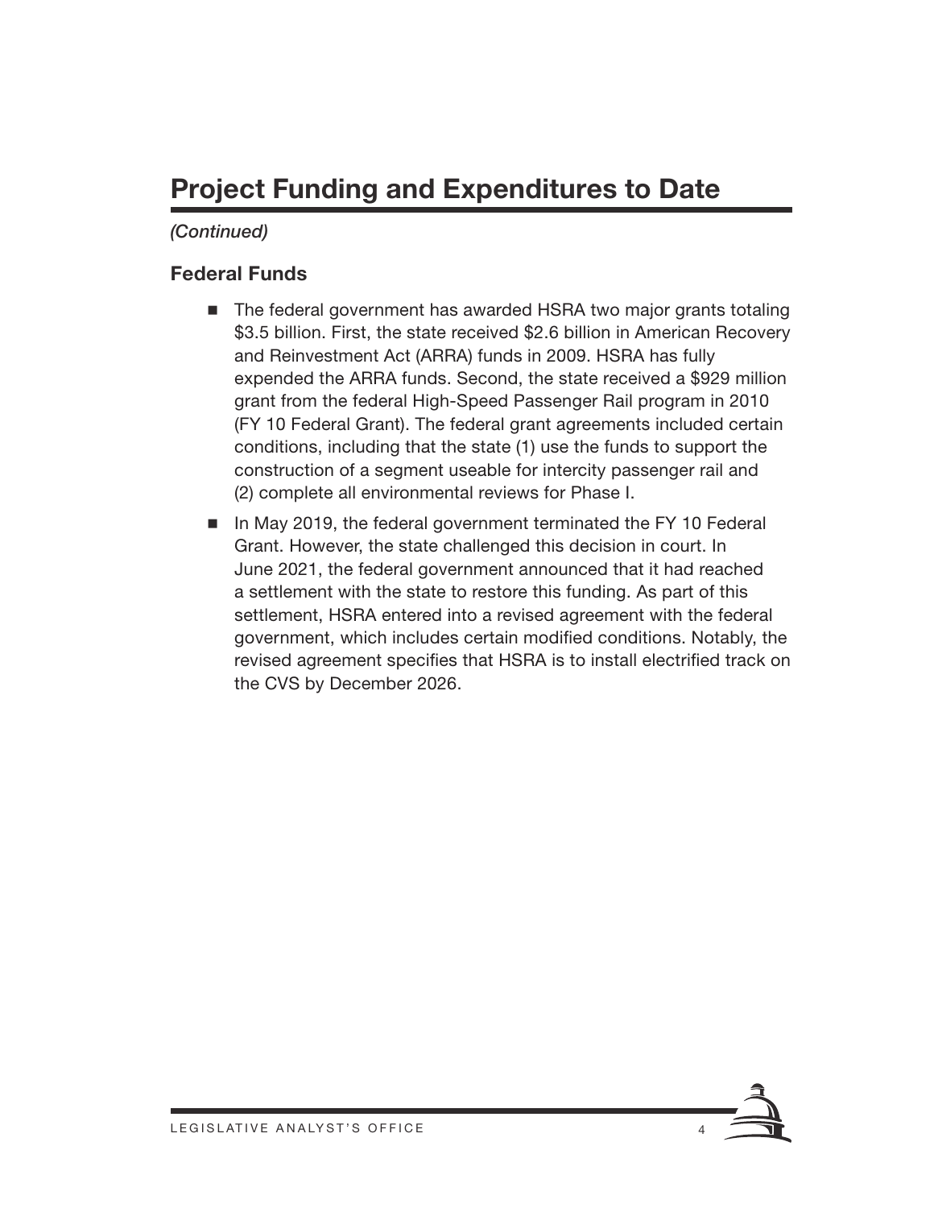# Project Funding and Expenditures to Date

*(Continued)*

### Federal Funds

- The federal government has awarded HSRA two major grants totaling $3.5 billion. First, the state received $2.6 billion in American Recovery and Reinvestment Act (ARRA) funds in 2009. HSRA has fully expended the ARRA funds. Second, the state received a $929 million grant from the federal High-Speed Passenger Rail program in 2010 (FY 10 Federal Grant). The federal grant agreements included certain conditions, including that the state (1) use the funds to support the construction of a segment useable for intercity passenger rail and (2) complete all environmental reviews for Phase I.
- In May 2019, the federal government terminated the FY 10 Federal Grant. However, the state challenged this decision in court. In June 2021, the federal government announced that it had reached a settlement with the state to restore this funding. As part of this settlement, HSRA entered into a revised agreement with the federal government, which includes certain modified conditions. Notably, the revised agreement specifies that HSRA is to install electrified track on the CVS by December 2026.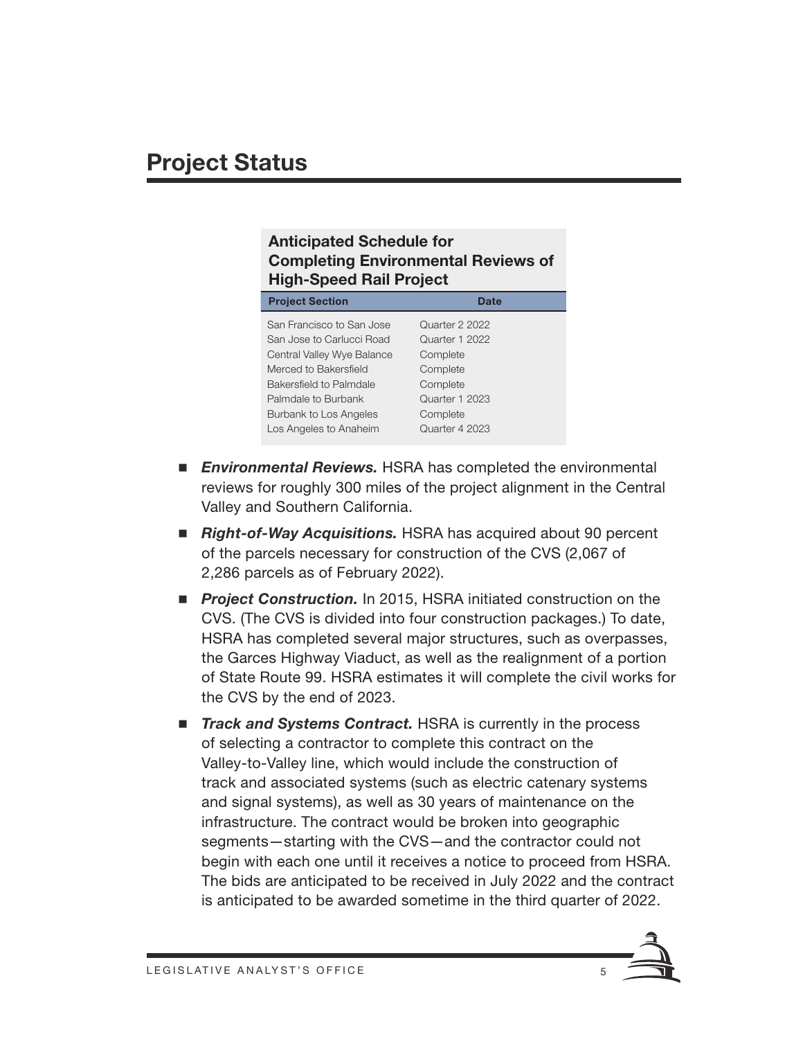## Project Status

**Anticipated Schedule for Completing Environmental Reviews of High-Speed Rail Project**

| Project Section | Date |
| --- | --- |
| San Francisco to San Jose | Quarter 2 2022 |
| San Jose to Carlucci Road | Quarter 1 2022 |
| Central Valley Wye Balance | Complete |
| Merced to Bakersfield | Complete |
| Bakersfield to Palmdale | Complete |
| Palmdale to Burbank | Quarter 1 2023 |
| Burbank to Los Angeles | Complete |
| Los Angeles to Anaheim | Quarter 4 2023 |

- ***Environmental Reviews.*** HSRA has completed the environmental reviews for roughly 300 miles of the project alignment in the Central Valley and Southern California.
- ***Right-of-Way Acquisitions.*** HSRA has acquired about 90 percent of the parcels necessary for construction of the CVS (2,067 of 2,286 parcels as of February 2022).
- ***Project Construction.*** In 2015, HSRA initiated construction on the CVS. (The CVS is divided into four construction packages.) To date, HSRA has completed several major structures, such as overpasses, the Garces Highway Viaduct, as well as the realignment of a portion of State Route 99. HSRA estimates it will complete the civil works for the CVS by the end of 2023.
- ***Track and Systems Contract.*** HSRA is currently in the process of selecting a contractor to complete this contract on the Valley-to-Valley line, which would include the construction of track and associated systems (such as electric catenary systems and signal systems), as well as 30 years of maintenance on the infrastructure. The contract would be broken into geographic segments—starting with the CVS—and the contractor could not begin with each one until it receives a notice to proceed from HSRA. The bids are anticipated to be received in July 2022 and the contract is anticipated to be awarded sometime in the third quarter of 2022.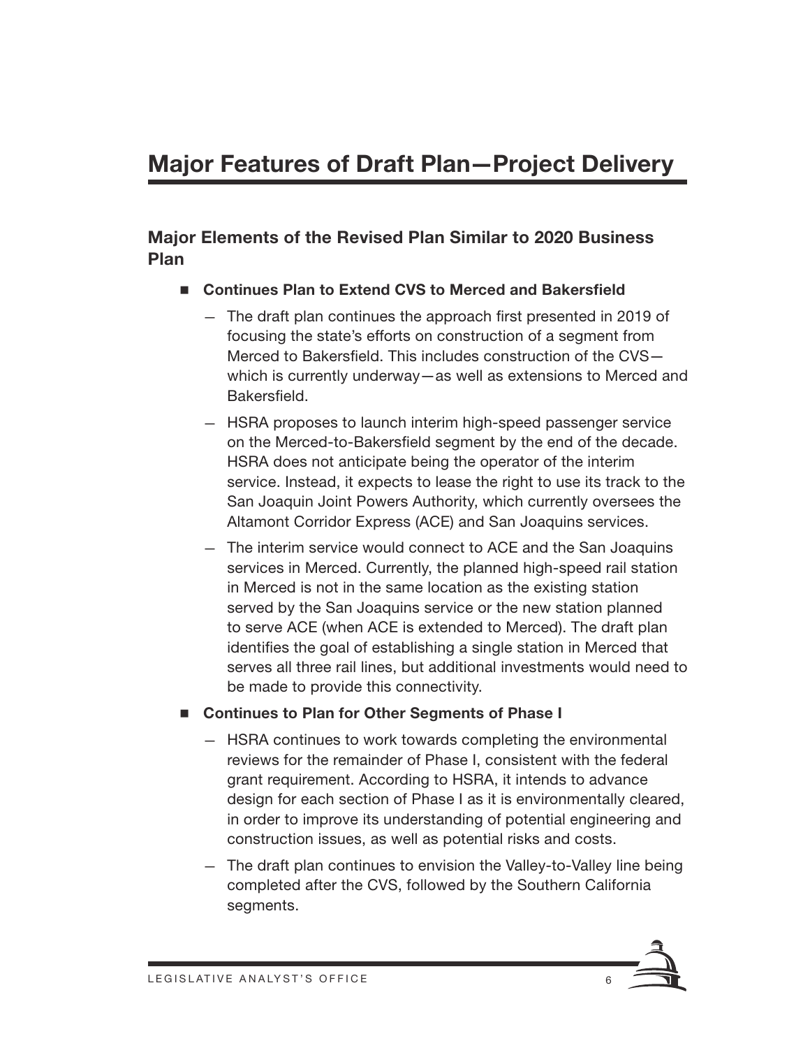# Major Features of Draft Plan—Project Delivery

## Major Elements of the Revised Plan Similar to 2020 Business Plan

- **Continues Plan to Extend CVS to Merced and Bakersfield**
  - The draft plan continues the approach first presented in 2019 of focusing the state's efforts on construction of a segment from Merced to Bakersfield. This includes construction of the CVS—which is currently underway—as well as extensions to Merced and Bakersfield.
  - HSRA proposes to launch interim high-speed passenger service on the Merced-to-Bakersfield segment by the end of the decade. HSRA does not anticipate being the operator of the interim service. Instead, it expects to lease the right to use its track to the San Joaquin Joint Powers Authority, which currently oversees the Altamont Corridor Express (ACE) and San Joaquins services.
  - The interim service would connect to ACE and the San Joaquins services in Merced. Currently, the planned high-speed rail station in Merced is not in the same location as the existing station served by the San Joaquins service or the new station planned to serve ACE (when ACE is extended to Merced). The draft plan identifies the goal of establishing a single station in Merced that serves all three rail lines, but additional investments would need to be made to provide this connectivity.

- **Continues to Plan for Other Segments of Phase I**
  - HSRA continues to work towards completing the environmental reviews for the remainder of Phase I, consistent with the federal grant requirement. According to HSRA, it intends to advance design for each section of Phase I as it is environmentally cleared, in order to improve its understanding of potential engineering and construction issues, as well as potential risks and costs.
  - The draft plan continues to envision the Valley-to-Valley line being completed after the CVS, followed by the Southern California segments.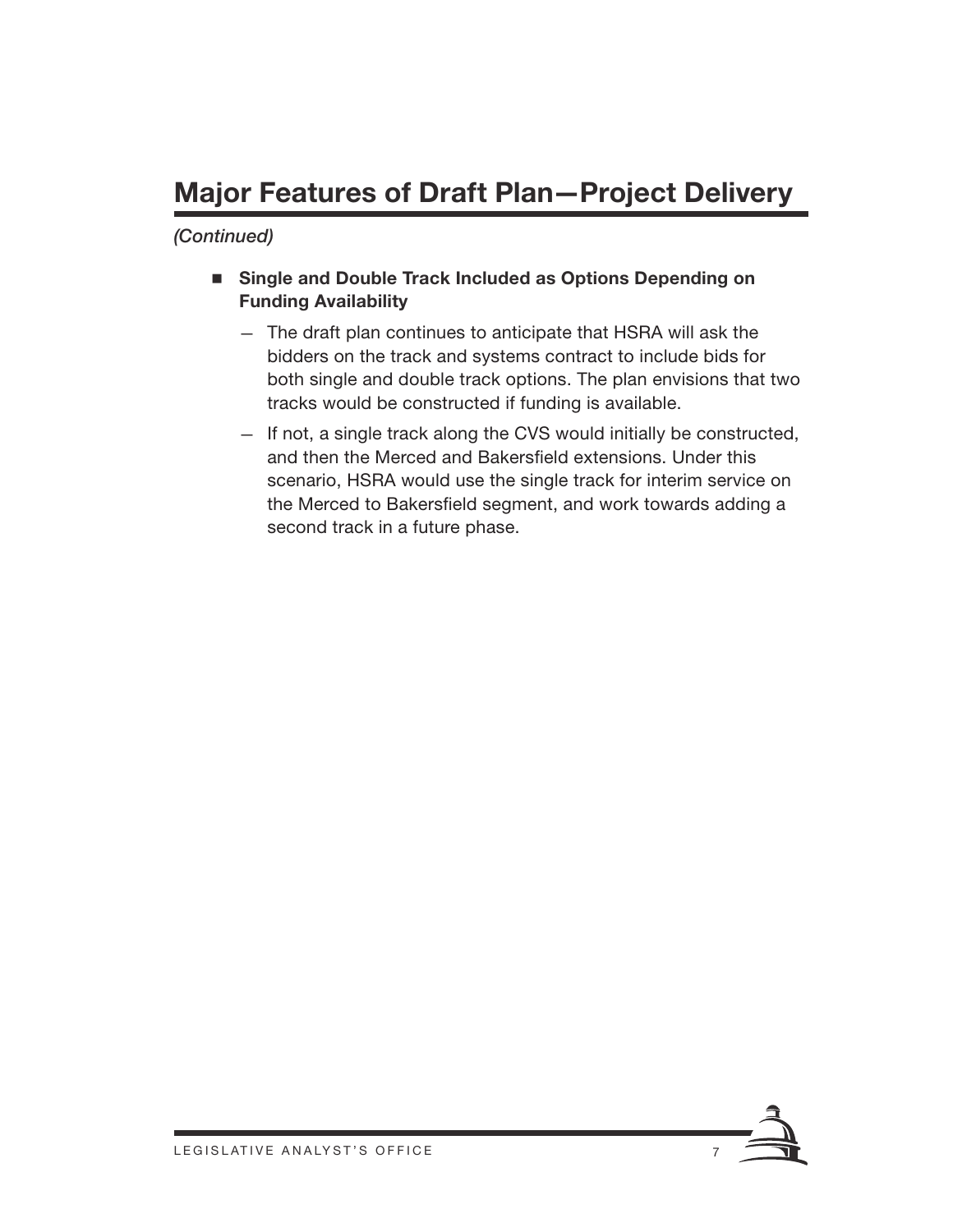# Major Features of Draft Plan—Project Delivery

*(Continued)*

- **Single and Double Track Included as Options Depending on Funding Availability**
  - The draft plan continues to anticipate that HSRA will ask the bidders on the track and systems contract to include bids for both single and double track options. The plan envisions that two tracks would be constructed if funding is available.
  - If not, a single track along the CVS would initially be constructed, and then the Merced and Bakersfield extensions. Under this scenario, HSRA would use the single track for interim service on the Merced to Bakersfield segment, and work towards adding a second track in a future phase.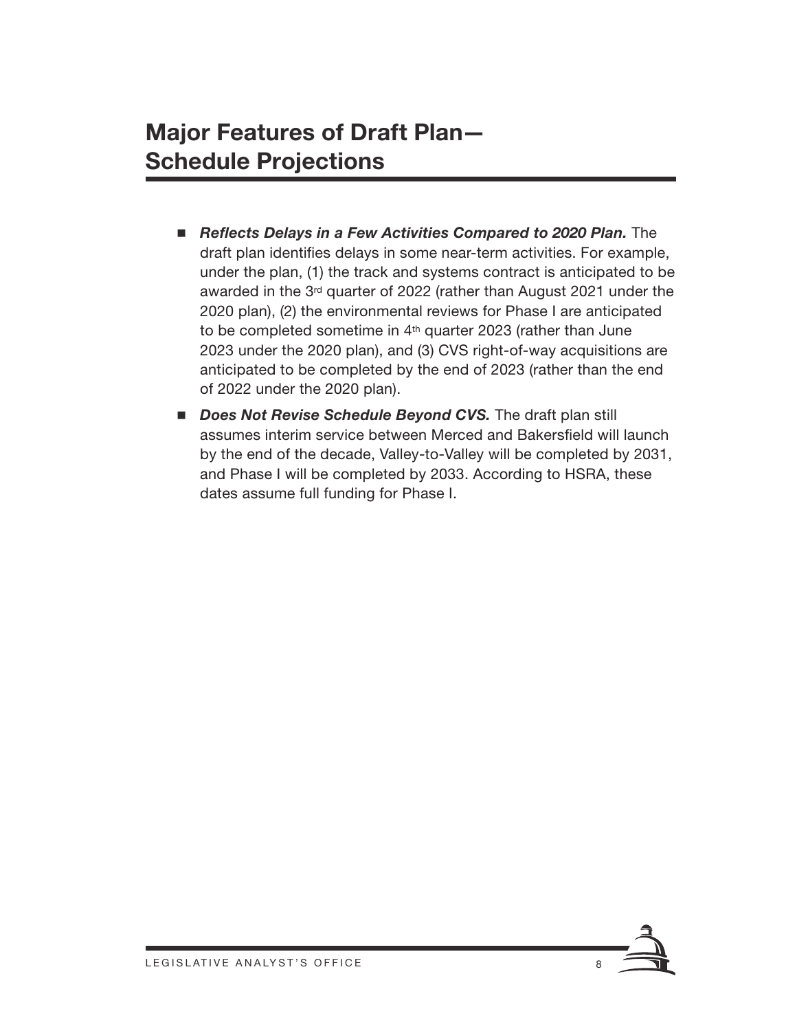# Major Features of Draft Plan—Schedule Projections

- ***Reflects Delays in a Few Activities Compared to 2020 Plan.*** The draft plan identifies delays in some near-term activities. For example, under the plan, (1) the track and systems contract is anticipated to be awarded in the 3rd quarter of 2022 (rather than August 2021 under the 2020 plan), (2) the environmental reviews for Phase I are anticipated to be completed sometime in 4th quarter 2023 (rather than June 2023 under the 2020 plan), and (3) CVS right-of-way acquisitions are anticipated to be completed by the end of 2023 (rather than the end of 2022 under the 2020 plan).
- ***Does Not Revise Schedule Beyond CVS.*** The draft plan still assumes interim service between Merced and Bakersfield will launch by the end of the decade, Valley-to-Valley will be completed by 2031, and Phase I will be completed by 2033. According to HSRA, these dates assume full funding for Phase I.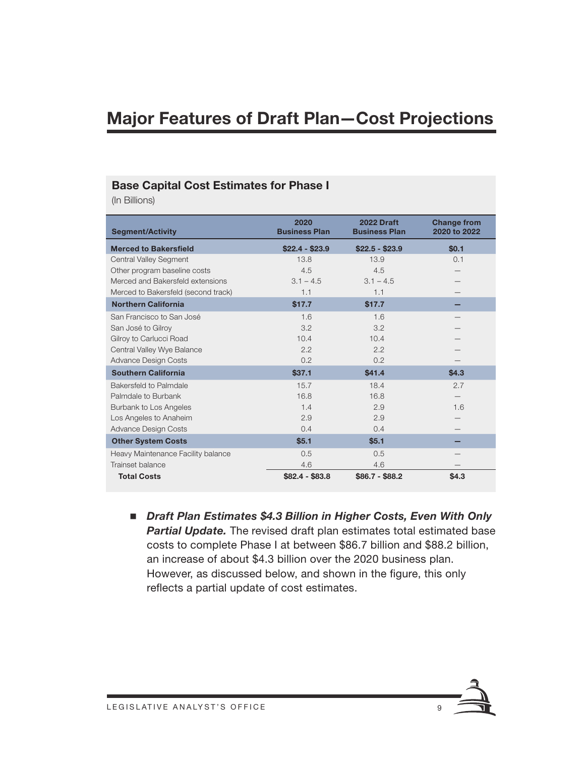# Major Features of Draft Plan—Cost Projections

**Base Capital Cost Estimates for Phase I**

(In Billions)

| Segment/Activity | 2020 Business Plan | 2022 Draft Business Plan | Change from 2020 to 2022 |
|---|---|---|---|
| **Merced to Bakersfield** | **$22.4 - $23.9** | **$22.5 - $23.9** | **$0.1** |
| Central Valley Segment | 13.8 | 13.9 | 0.1 |
| Other program baseline costs | 4.5 | 4.5 | — |
| Merced and Bakersfield extensions | 3.1 – 4.5 | 3.1 – 4.5 | — |
| Merced to Bakersfeld (second track) | 1.1 | 1.1 | — |
| **Northern California** | **$17.7** | **$17.7** | **—** |
| San Francisco to San José | 1.6 | 1.6 | — |
| San José to Gilroy | 3.2 | 3.2 | — |
| Gilroy to Carlucci Road | 10.4 | 10.4 | — |
| Central Valley Wye Balance | 2.2 | 2.2 | — |
| Advance Design Costs | 0.2 | 0.2 | — |
| **Southern California** | **$37.1** | **$41.4** | **$4.3** |
| Bakersfeld to Palmdale | 15.7 | 18.4 | 2.7 |
| Palmdale to Burbank | 16.8 | 16.8 | — |
| Burbank to Los Angeles | 1.4 | 2.9 | 1.6 |
| Los Angeles to Anaheim | 2.9 | 2.9 | — |
| Advance Design Costs | 0.4 | 0.4 | — |
| **Other System Costs** | **$5.1** | **$5.1** | **—** |
| Heavy Maintenance Facility balance | 0.5 | 0.5 | — |
| Trainset balance | 4.6 | 4.6 | — |
| **Total Costs** | **$82.4 - $83.8** | **$86.7 - $88.2** | **$4.3** |

- ***Draft Plan Estimates $4.3 Billion in Higher Costs, Even With Only Partial Update.*** The revised draft plan estimates total estimated base costs to complete Phase I at between $86.7 billion and $88.2 billion, an increase of about $4.3 billion over the 2020 business plan. However, as discussed below, and shown in the figure, this only reflects a partial update of cost estimates.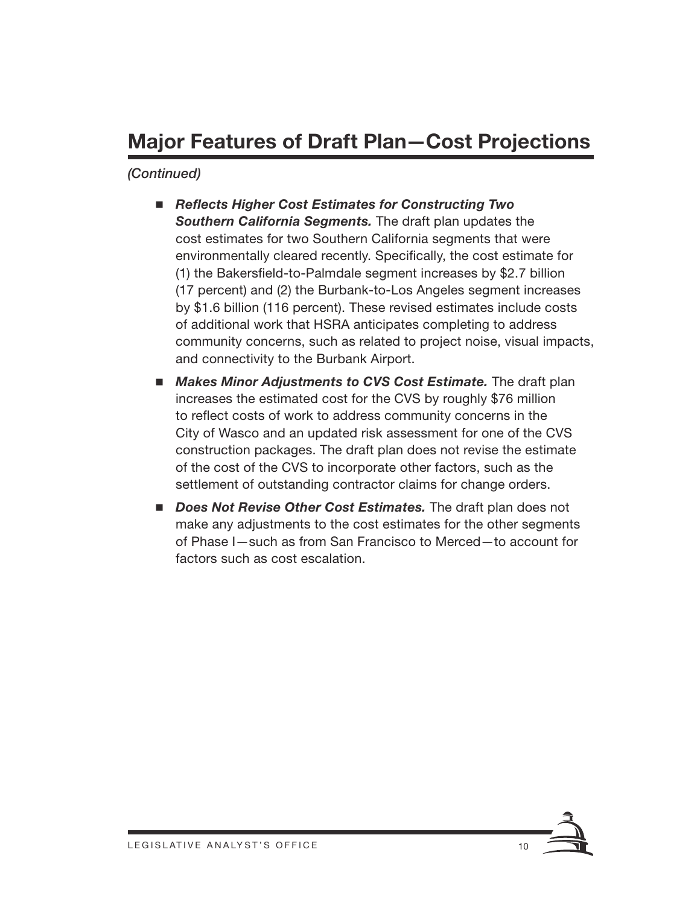# Major Features of Draft Plan—Cost Projections

*(Continued)*

- ***Reflects Higher Cost Estimates for Constructing Two Southern California Segments.*** The draft plan updates the cost estimates for two Southern California segments that were environmentally cleared recently. Specifically, the cost estimate for (1) the Bakersfield-to-Palmdale segment increases by $2.7 billion (17 percent) and (2) the Burbank-to-Los Angeles segment increases by $1.6 billion (116 percent). These revised estimates include costs of additional work that HSRA anticipates completing to address community concerns, such as related to project noise, visual impacts, and connectivity to the Burbank Airport.
- ***Makes Minor Adjustments to CVS Cost Estimate.*** The draft plan increases the estimated cost for the CVS by roughly $76 million to reflect costs of work to address community concerns in the City of Wasco and an updated risk assessment for one of the CVS construction packages. The draft plan does not revise the estimate of the cost of the CVS to incorporate other factors, such as the settlement of outstanding contractor claims for change orders.
- ***Does Not Revise Other Cost Estimates.*** The draft plan does not make any adjustments to the cost estimates for the other segments of Phase I—such as from San Francisco to Merced—to account for factors such as cost escalation.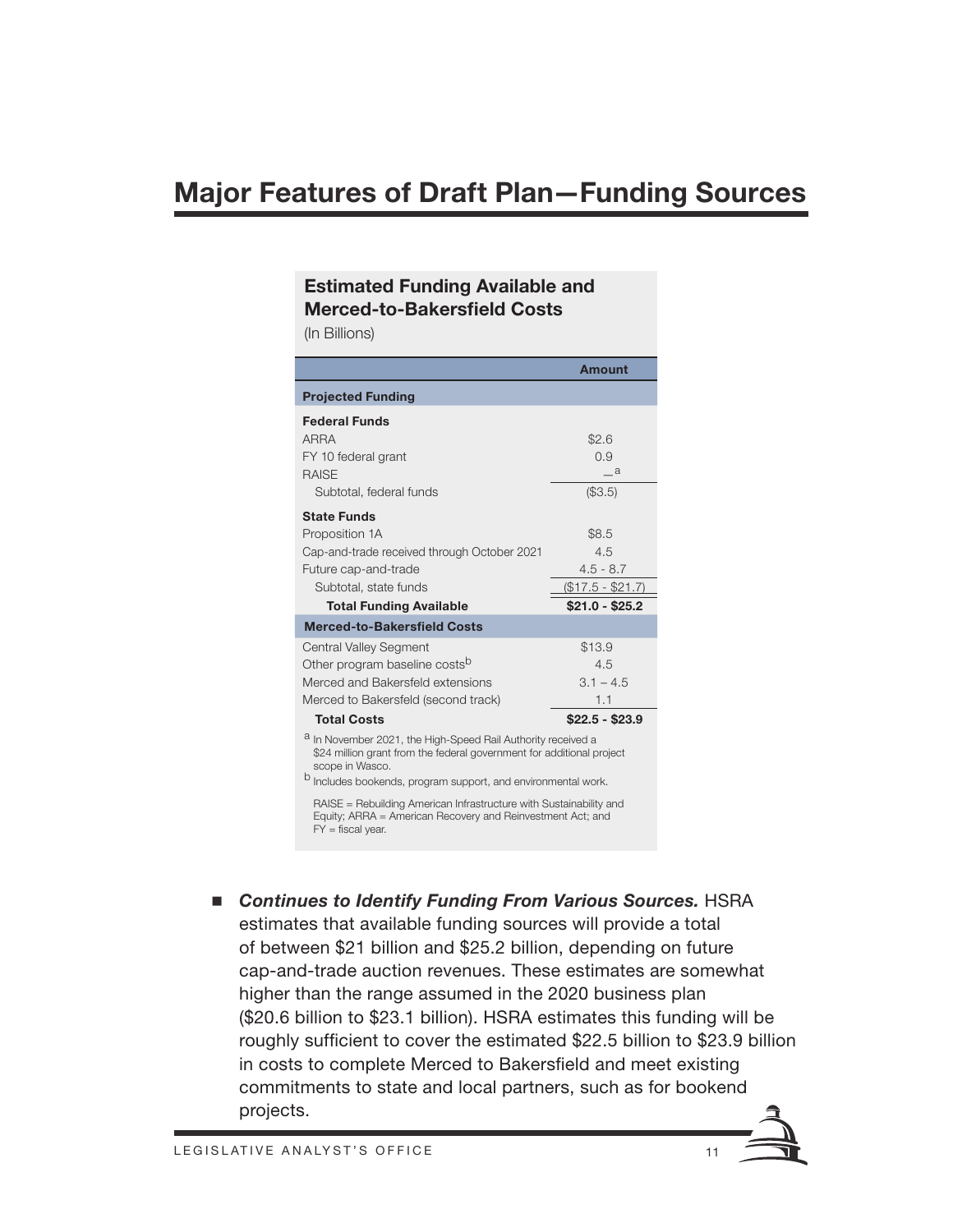# Major Features of Draft Plan—Funding Sources

**Estimated Funding Available and Merced-to-Bakersfield Costs**

(In Billions)

| | Amount |
|---|---|
| **Projected Funding** | |
| **Federal Funds** | |
| ARRA | $2.6 |
| FY 10 federal grant | 0.9 |
| RAISE | —[a] |
| Subtotal, federal funds | ($3.5) |
| **State Funds** | |
| Proposition 1A | $8.5 |
| Cap-and-trade received through October 2021 | 4.5 |
| Future cap-and-trade | 4.5 - 8.7 |
| Subtotal, state funds | ($17.5 - $21.7) |
| **Total Funding Available** | **$21.0 - $25.2** |
| **Merced-to-Bakersfield Costs** | |
| Central Valley Segment | $13.9 |
| Other program baseline costs[b] | 4.5 |
| Merced and Bakersfeld extensions | 3.1 – 4.5 |
| Merced to Bakersfeld (second track) | 1.1 |
| **Total Costs** | **$22.5 - $23.9** |

[a] In November 2021, the High-Speed Rail Authority received a $24 million grant from the federal government for additional project scope in Wasco.

[b] Includes bookends, program support, and environmental work.

RAISE = Rebuilding American Infrastructure with Sustainability and Equity; ARRA = American Recovery and Reinvestment Act; and FY = fiscal year.

- ***Continues to Identify Funding From Various Sources.*** HSRA estimates that available funding sources will provide a total of between $21 billion and $25.2 billion, depending on future cap-and-trade auction revenues. These estimates are somewhat higher than the range assumed in the 2020 business plan ($20.6 billion to $23.1 billion). HSRA estimates this funding will be roughly sufficient to cover the estimated $22.5 billion to $23.9 billion in costs to complete Merced to Bakersfield and meet existing commitments to state and local partners, such as for bookend projects.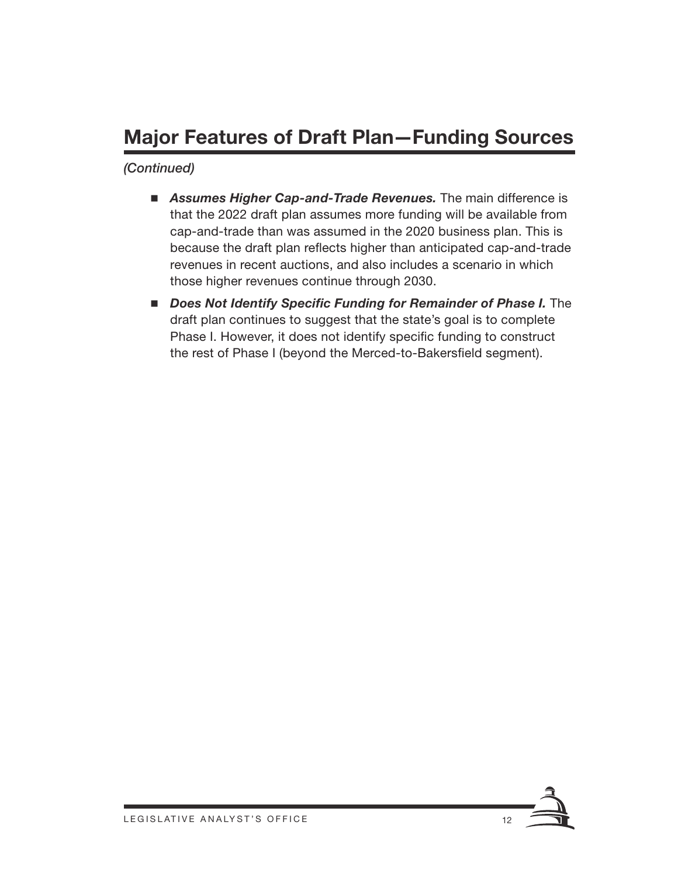# Major Features of Draft Plan—Funding Sources

*(Continued)*

- ***Assumes Higher Cap-and-Trade Revenues.*** The main difference is that the 2022 draft plan assumes more funding will be available from cap-and-trade than was assumed in the 2020 business plan. This is because the draft plan reflects higher than anticipated cap-and-trade revenues in recent auctions, and also includes a scenario in which those higher revenues continue through 2030.
- ***Does Not Identify Specific Funding for Remainder of Phase I.*** The draft plan continues to suggest that the state's goal is to complete Phase I. However, it does not identify specific funding to construct the rest of Phase I (beyond the Merced-to-Bakersfield segment).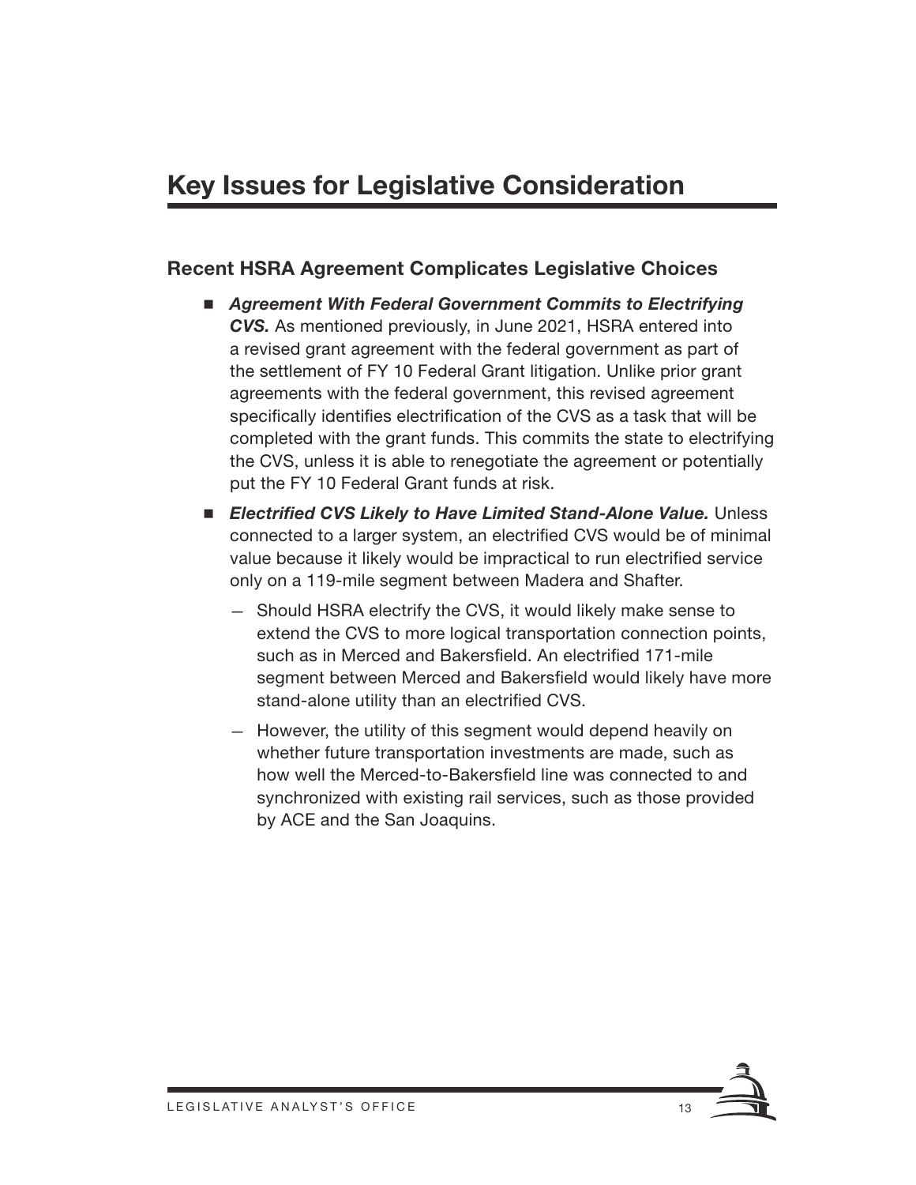# Key Issues for Legislative Consideration

## Recent HSRA Agreement Complicates Legislative Choices

- ***Agreement With Federal Government Commits to Electrifying CVS.*** As mentioned previously, in June 2021, HSRA entered into a revised grant agreement with the federal government as part of the settlement of FY 10 Federal Grant litigation. Unlike prior grant agreements with the federal government, this revised agreement specifically identifies electrification of the CVS as a task that will be completed with the grant funds. This commits the state to electrifying the CVS, unless it is able to renegotiate the agreement or potentially put the FY 10 Federal Grant funds at risk.

- ***Electrified CVS Likely to Have Limited Stand-Alone Value.*** Unless connected to a larger system, an electrified CVS would be of minimal value because it likely would be impractical to run electrified service only on a 119-mile segment between Madera and Shafter.

  — Should HSRA electrify the CVS, it would likely make sense to extend the CVS to more logical transportation connection points, such as in Merced and Bakersfield. An electrified 171-mile segment between Merced and Bakersfield would likely have more stand-alone utility than an electrified CVS.

  — However, the utility of this segment would depend heavily on whether future transportation investments are made, such as how well the Merced-to-Bakersfield line was connected to and synchronized with existing rail services, such as those provided by ACE and the San Joaquins.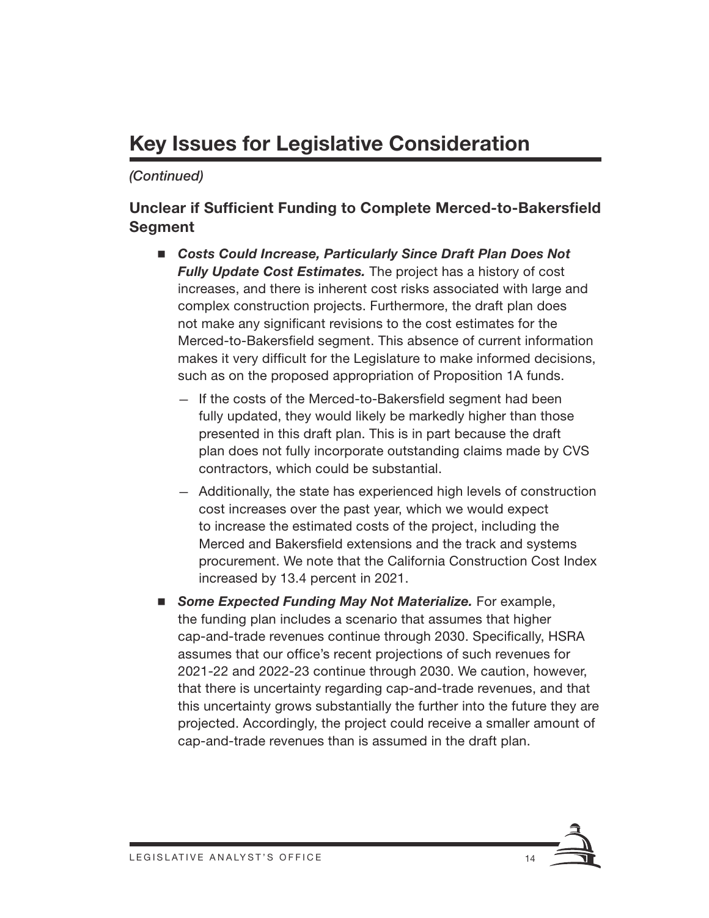# Key Issues for Legislative Consideration

*(Continued)*

### Unclear if Sufficient Funding to Complete Merced-to-Bakersfield Segment

- ***Costs Could Increase, Particularly Since Draft Plan Does Not Fully Update Cost Estimates.*** The project has a history of cost increases, and there is inherent cost risks associated with large and complex construction projects. Furthermore, the draft plan does not make any significant revisions to the cost estimates for the Merced-to-Bakersfield segment. This absence of current information makes it very difficult for the Legislature to make informed decisions, such as on the proposed appropriation of Proposition 1A funds.
  - If the costs of the Merced-to-Bakersfield segment had been fully updated, they would likely be markedly higher than those presented in this draft plan. This is in part because the draft plan does not fully incorporate outstanding claims made by CVS contractors, which could be substantial.
  - Additionally, the state has experienced high levels of construction cost increases over the past year, which we would expect to increase the estimated costs of the project, including the Merced and Bakersfield extensions and the track and systems procurement. We note that the California Construction Cost Index increased by 13.4 percent in 2021.
- ***Some Expected Funding May Not Materialize.*** For example, the funding plan includes a scenario that assumes that higher cap-and-trade revenues continue through 2030. Specifically, HSRA assumes that our office's recent projections of such revenues for 2021-22 and 2022-23 continue through 2030. We caution, however, that there is uncertainty regarding cap-and-trade revenues, and that this uncertainty grows substantially the further into the future they are projected. Accordingly, the project could receive a smaller amount of cap-and-trade revenues than is assumed in the draft plan.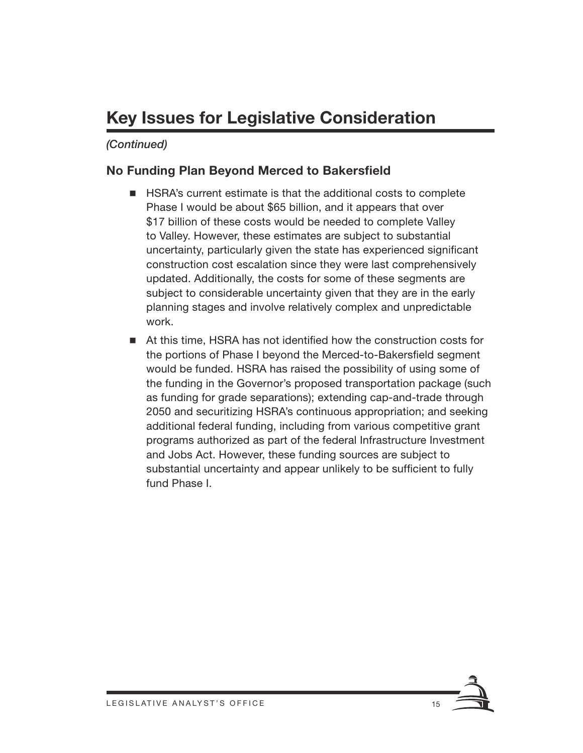# Key Issues for Legislative Consideration

*(Continued)*

### No Funding Plan Beyond Merced to Bakersfield

- HSRA's current estimate is that the additional costs to complete Phase I would be about $65 billion, and it appears that over $17 billion of these costs would be needed to complete Valley to Valley. However, these estimates are subject to substantial uncertainty, particularly given the state has experienced significant construction cost escalation since they were last comprehensively updated. Additionally, the costs for some of these segments are subject to considerable uncertainty given that they are in the early planning stages and involve relatively complex and unpredictable work.
- At this time, HSRA has not identified how the construction costs for the portions of Phase I beyond the Merced-to-Bakersfield segment would be funded. HSRA has raised the possibility of using some of the funding in the Governor's proposed transportation package (such as funding for grade separations); extending cap-and-trade through 2050 and securitizing HSRA's continuous appropriation; and seeking additional federal funding, including from various competitive grant programs authorized as part of the federal Infrastructure Investment and Jobs Act. However, these funding sources are subject to substantial uncertainty and appear unlikely to be sufficient to fully fund Phase I.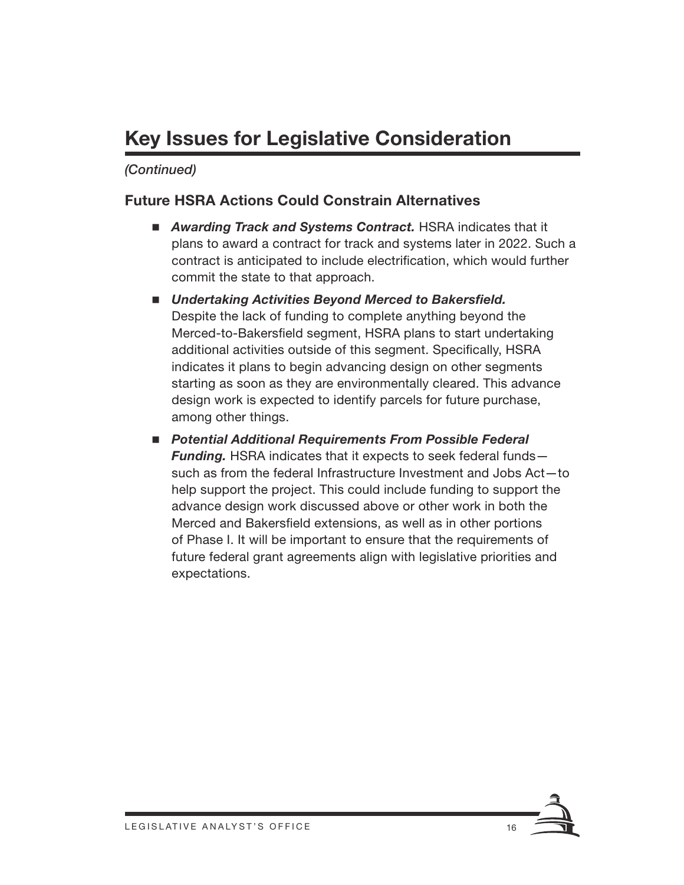## Key Issues for Legislative Consideration

*(Continued)*

### Future HSRA Actions Could Constrain Alternatives

- ***Awarding Track and Systems Contract.*** HSRA indicates that it plans to award a contract for track and systems later in 2022. Such a contract is anticipated to include electrification, which would further commit the state to that approach.
- ***Undertaking Activities Beyond Merced to Bakersfield.*** Despite the lack of funding to complete anything beyond the Merced-to-Bakersfield segment, HSRA plans to start undertaking additional activities outside of this segment. Specifically, HSRA indicates it plans to begin advancing design on other segments starting as soon as they are environmentally cleared. This advance design work is expected to identify parcels for future purchase, among other things.
- ***Potential Additional Requirements From Possible Federal Funding.*** HSRA indicates that it expects to seek federal funds—such as from the federal Infrastructure Investment and Jobs Act—to help support the project. This could include funding to support the advance design work discussed above or other work in both the Merced and Bakersfield extensions, as well as in other portions of Phase I. It will be important to ensure that the requirements of future federal grant agreements align with legislative priorities and expectations.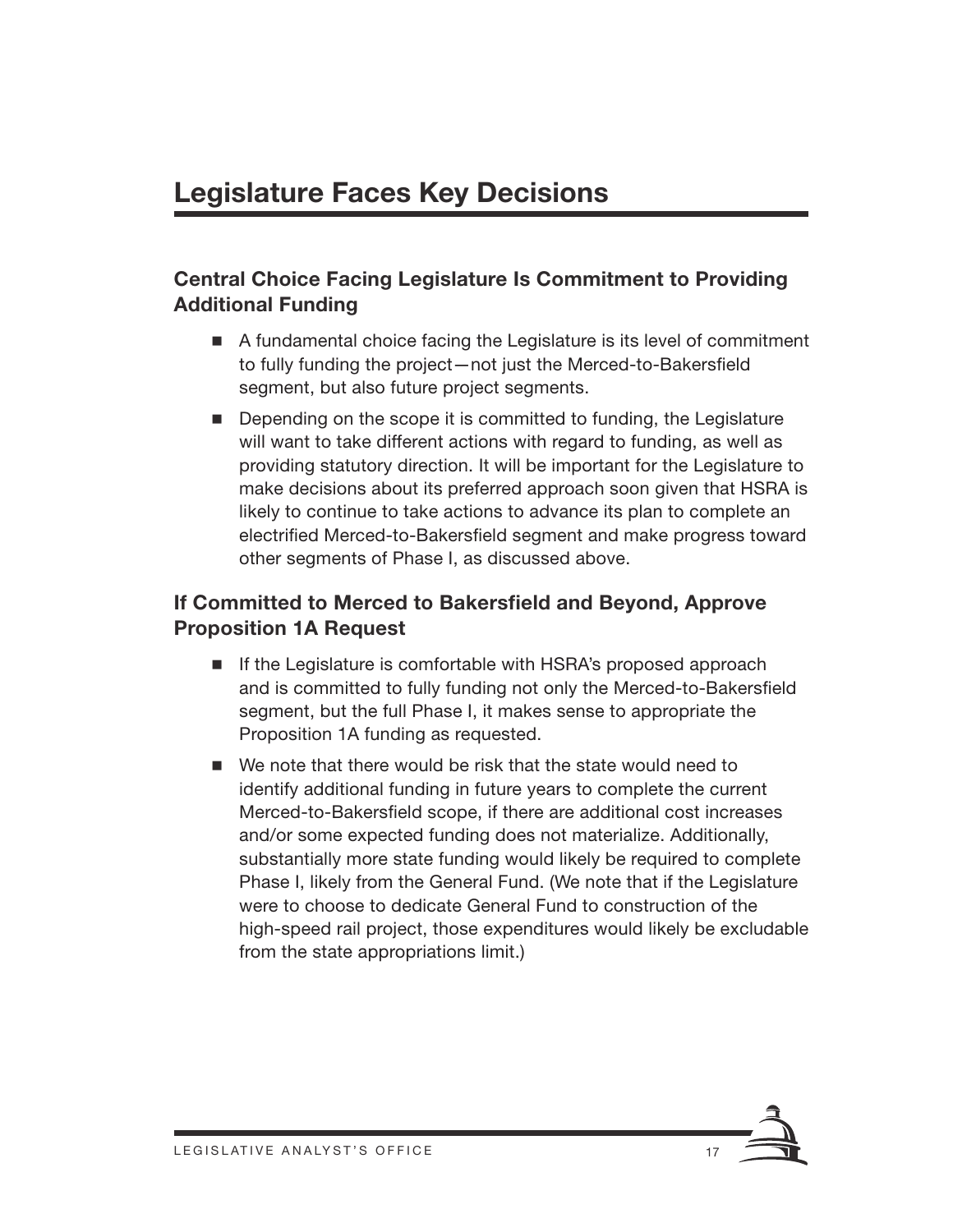# Legislature Faces Key Decisions

## Central Choice Facing Legislature Is Commitment to Providing Additional Funding

- A fundamental choice facing the Legislature is its level of commitment to fully funding the project—not just the Merced-to-Bakersfield segment, but also future project segments.
- Depending on the scope it is committed to funding, the Legislature will want to take different actions with regard to funding, as well as providing statutory direction. It will be important for the Legislature to make decisions about its preferred approach soon given that HSRA is likely to continue to take actions to advance its plan to complete an electrified Merced-to-Bakersfield segment and make progress toward other segments of Phase I, as discussed above.

## If Committed to Merced to Bakersfield and Beyond, Approve Proposition 1A Request

- If the Legislature is comfortable with HSRA's proposed approach and is committed to fully funding not only the Merced-to-Bakersfield segment, but the full Phase I, it makes sense to appropriate the Proposition 1A funding as requested.
- We note that there would be risk that the state would need to identify additional funding in future years to complete the current Merced-to-Bakersfield scope, if there are additional cost increases and/or some expected funding does not materialize. Additionally, substantially more state funding would likely be required to complete Phase I, likely from the General Fund. (We note that if the Legislature were to choose to dedicate General Fund to construction of the high-speed rail project, those expenditures would likely be excludable from the state appropriations limit.)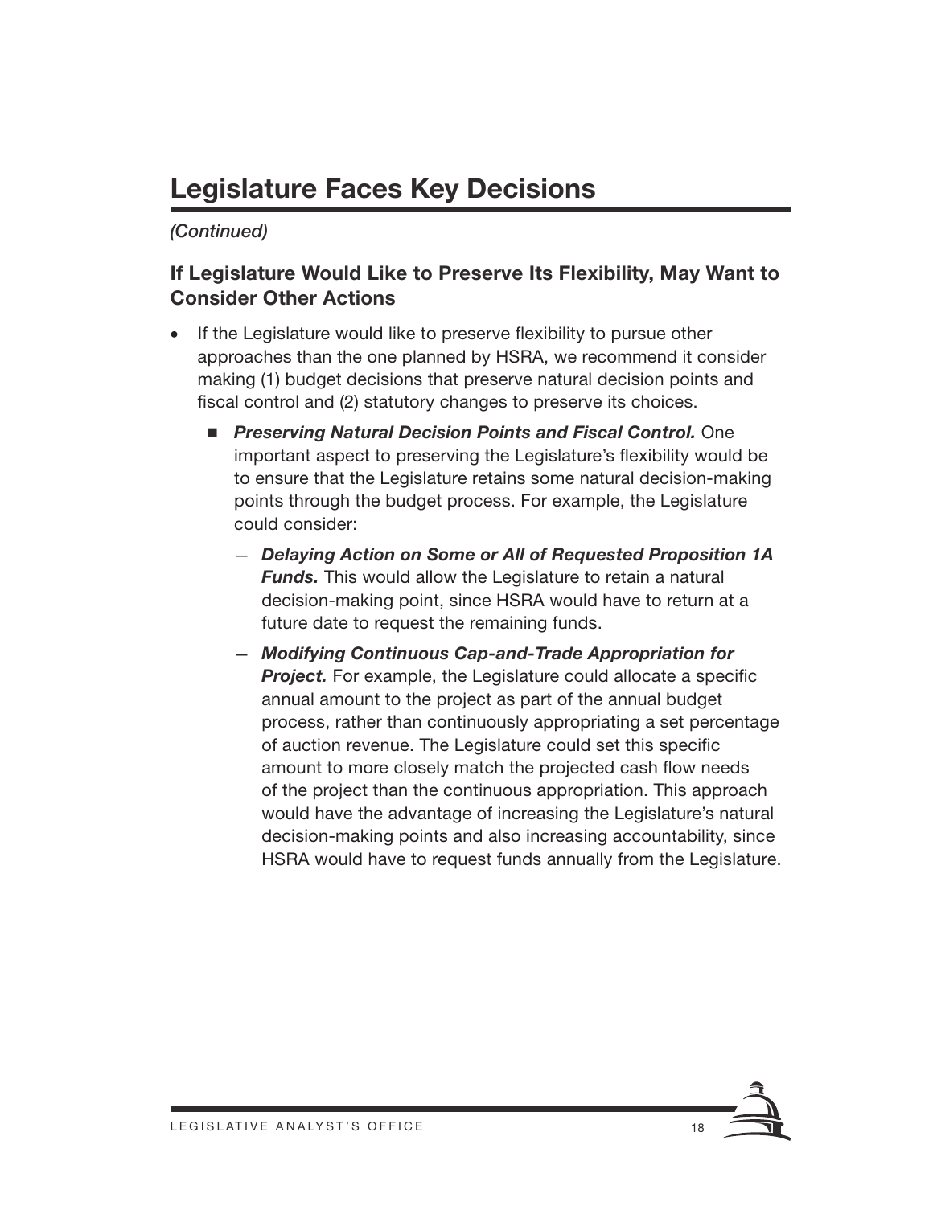# Legislature Faces Key Decisions

*(Continued)*

## If Legislature Would Like to Preserve Its Flexibility, May Want to Consider Other Actions

- If the Legislature would like to preserve flexibility to pursue other approaches than the one planned by HSRA, we recommend it consider making (1) budget decisions that preserve natural decision points and fiscal control and (2) statutory changes to preserve its choices.
  - ***Preserving Natural Decision Points and Fiscal Control.*** One important aspect to preserving the Legislature's flexibility would be to ensure that the Legislature retains some natural decision-making points through the budget process. For example, the Legislature could consider:
    - ***Delaying Action on Some or All of Requested Proposition 1A Funds.*** This would allow the Legislature to retain a natural decision-making point, since HSRA would have to return at a future date to request the remaining funds.
    - ***Modifying Continuous Cap-and-Trade Appropriation for Project.*** For example, the Legislature could allocate a specific annual amount to the project as part of the annual budget process, rather than continuously appropriating a set percentage of auction revenue. The Legislature could set this specific amount to more closely match the projected cash flow needs of the project than the continuous appropriation. This approach would have the advantage of increasing the Legislature's natural decision-making points and also increasing accountability, since HSRA would have to request funds annually from the Legislature.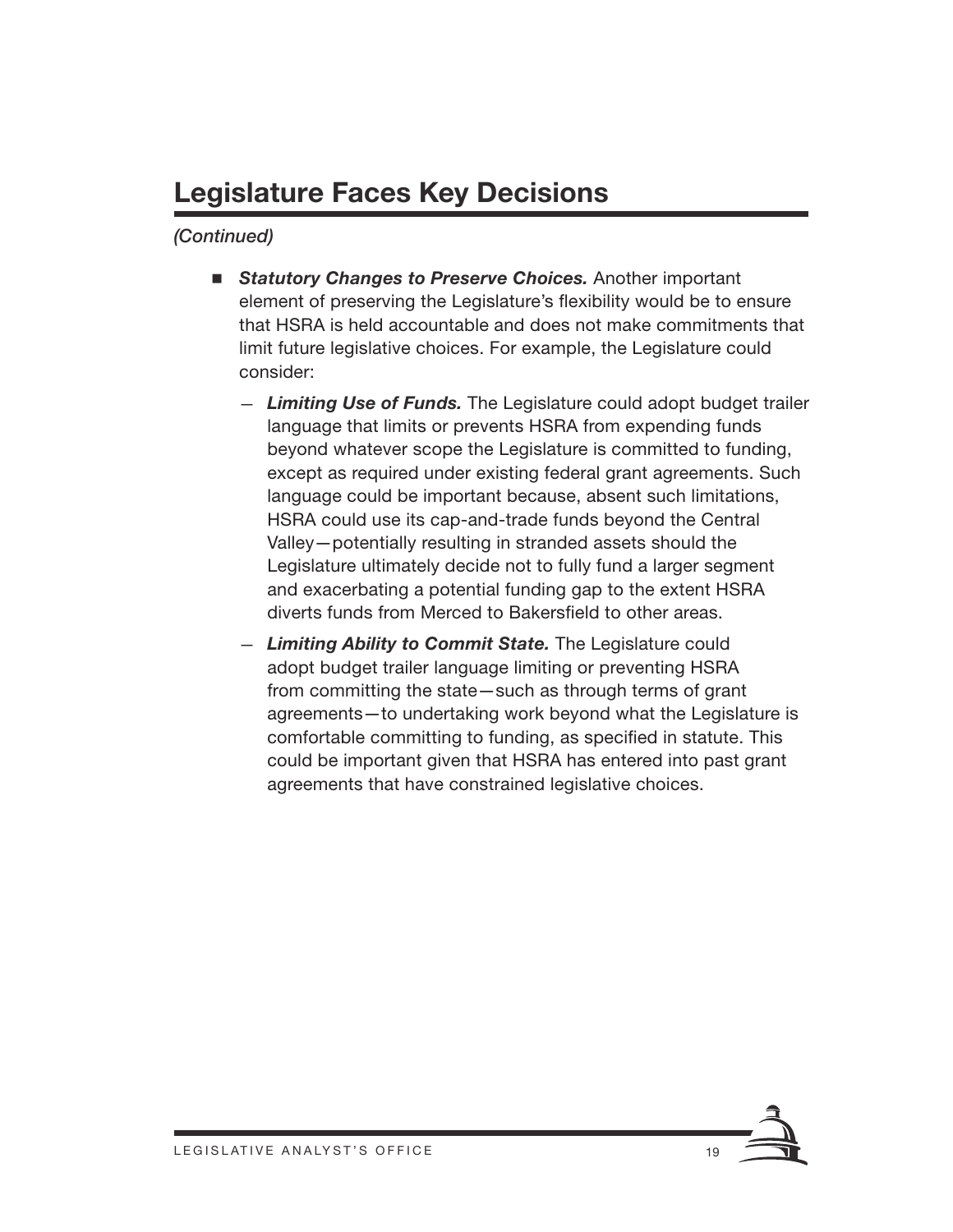## Legislature Faces Key Decisions

*(Continued)*

- ***Statutory Changes to Preserve Choices.*** Another important element of preserving the Legislature's flexibility would be to ensure that HSRA is held accountable and does not make commitments that limit future legislative choices. For example, the Legislature could consider:
  - ***Limiting Use of Funds.*** The Legislature could adopt budget trailer language that limits or prevents HSRA from expending funds beyond whatever scope the Legislature is committed to funding, except as required under existing federal grant agreements. Such language could be important because, absent such limitations, HSRA could use its cap-and-trade funds beyond the Central Valley—potentially resulting in stranded assets should the Legislature ultimately decide not to fully fund a larger segment and exacerbating a potential funding gap to the extent HSRA diverts funds from Merced to Bakersfield to other areas.
  - ***Limiting Ability to Commit State.*** The Legislature could adopt budget trailer language limiting or preventing HSRA from committing the state—such as through terms of grant agreements—to undertaking work beyond what the Legislature is comfortable committing to funding, as specified in statute. This could be important given that HSRA has entered into past grant agreements that have constrained legislative choices.